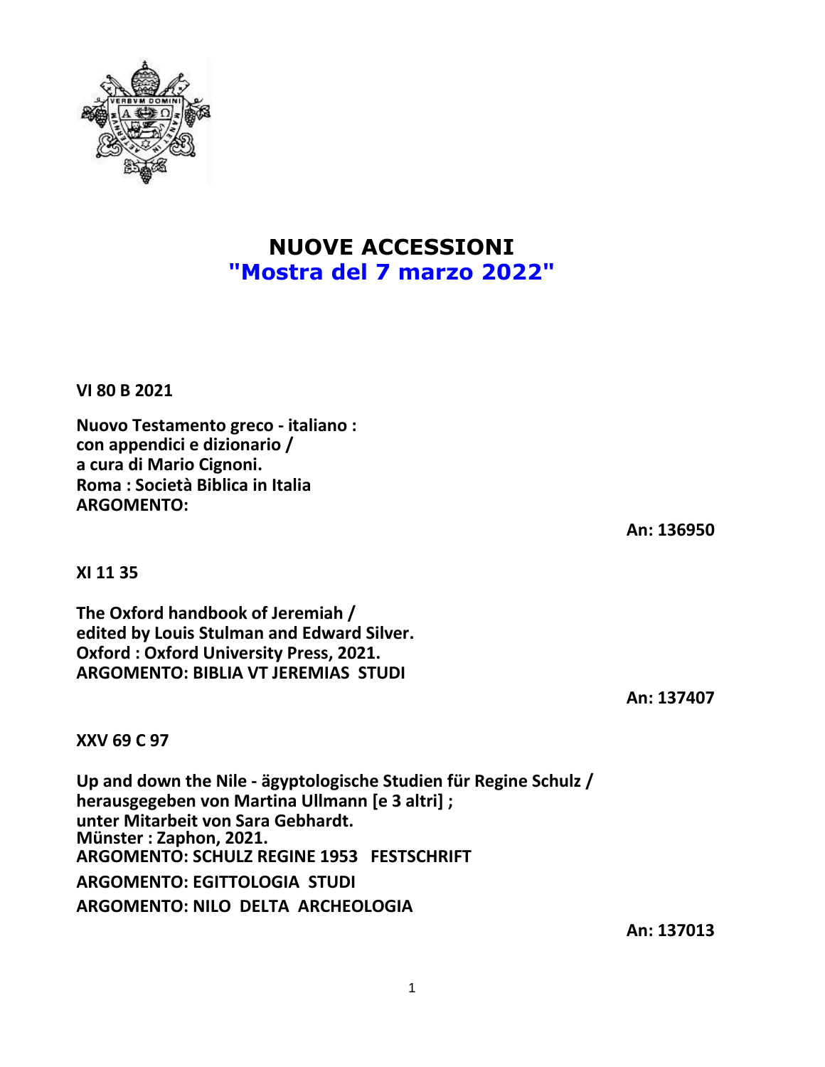# NUOVE ACCESSIONI
## "Mostra del 7 marzo 2022"

**VI 80 B 2021**

**Nuovo Testamento greco - italiano :**
**con appendici e dizionario /**
**a cura di Mario Cignoni.**
**Roma : Società Biblica in Italia**
**ARGOMENTO:**

**An: 136950**

**XI 11 35**

**The Oxford handbook of Jeremiah /**
**edited by Louis Stulman and Edward Silver.**
**Oxford : Oxford University Press, 2021.**
**ARGOMENTO: BIBLIA VT JEREMIAS STUDI**

**An: 137407**

**XXV 69 C 97**

**Up and down the Nile - ägyptologische Studien für Regine Schulz /**
**herausgegeben von Martina Ullmann [e 3 altri] ;**
**unter Mitarbeit von Sara Gebhardt.**
**Münster : Zaphon, 2021.**
**ARGOMENTO: SCHULZ REGINE 1953 FESTSCHRIFT**
**ARGOMENTO: EGITTOLOGIA STUDI**
**ARGOMENTO: NILO DELTA ARCHEOLOGIA**

**An: 137013**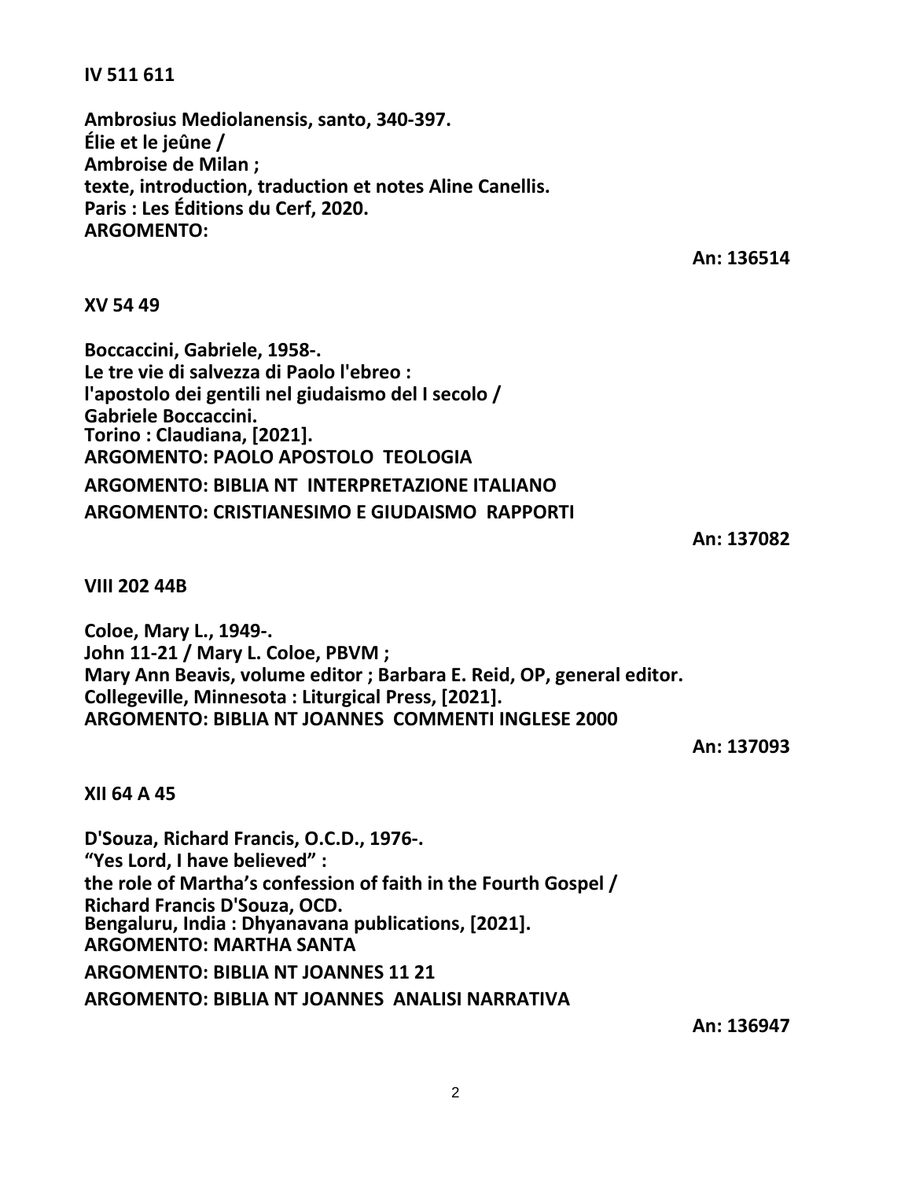**IV 511 611**

**Ambrosius Mediolanensis, santo, 340-397.**
**Élie et le jeûne /**
**Ambroise de Milan ;**
**texte, introduction, traduction et notes Aline Canellis.**
**Paris : Les Éditions du Cerf, 2020.**
**ARGOMENTO:**

**An: 136514**

**XV 54 49**

**Boccaccini, Gabriele, 1958-.**
**Le tre vie di salvezza di Paolo l'ebreo :**
**l'apostolo dei gentili nel giudaismo del I secolo /**
**Gabriele Boccaccini.**
**Torino : Claudiana, [2021].**
**ARGOMENTO: PAOLO APOSTOLO TEOLOGIA**
**ARGOMENTO: BIBLIA NT INTERPRETAZIONE ITALIANO**
**ARGOMENTO: CRISTIANESIMO E GIUDAISMO RAPPORTI**

**An: 137082**

**VIII 202 44B**

**Coloe, Mary L., 1949-.**
**John 11-21 / Mary L. Coloe, PBVM ;**
**Mary Ann Beavis, volume editor ; Barbara E. Reid, OP, general editor.**
**Collegeville, Minnesota : Liturgical Press, [2021].**
**ARGOMENTO: BIBLIA NT JOANNES COMMENTI INGLESE 2000**

**An: 137093**

**XII 64 A 45**

**D'Souza, Richard Francis, O.C.D., 1976-.**
**"Yes Lord, I have believed" :**
**the role of Martha's confession of faith in the Fourth Gospel /**
**Richard Francis D'Souza, OCD.**
**Bengaluru, India : Dhyanavana publications, [2021].**
**ARGOMENTO: MARTHA SANTA**
**ARGOMENTO: BIBLIA NT JOANNES 11 21**
**ARGOMENTO: BIBLIA NT JOANNES ANALISI NARRATIVA**

**An: 136947**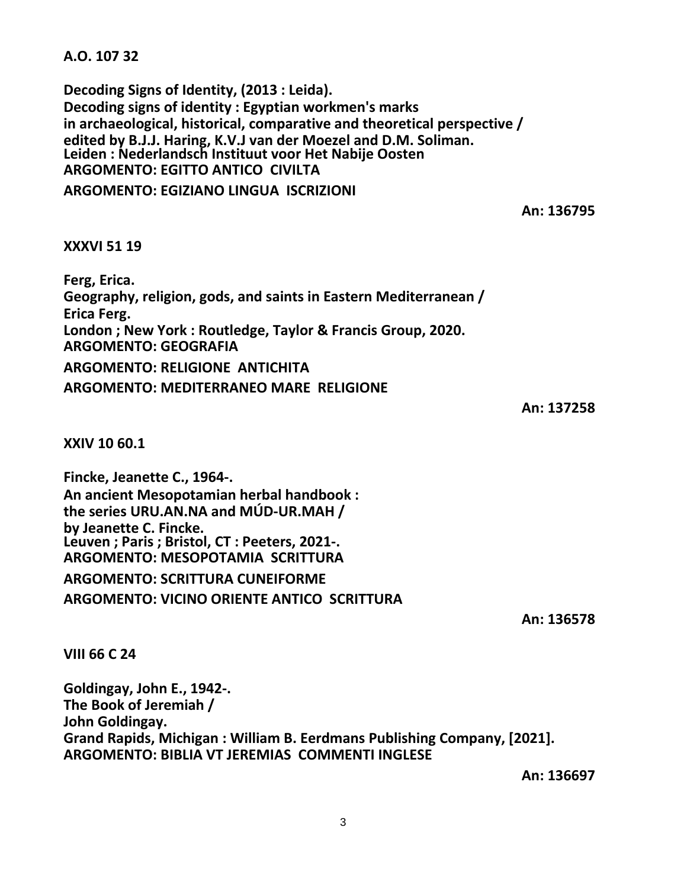**A.O. 107 32**

**Decoding Signs of Identity, (2013 : Leida).**
**Decoding signs of identity : Egyptian workmen's marks**
**in archaeological, historical, comparative and theoretical perspective /**
**edited by B.J.J. Haring, K.V.J van der Moezel and D.M. Soliman.**
**Leiden : Nederlandsch Instituut voor Het Nabije Oosten**
**ARGOMENTO: EGITTO ANTICO CIVILTA**
**ARGOMENTO: EGIZIANO LINGUA ISCRIZIONI**

**An: 136795**

**XXXVI 51 19**

**Ferg, Erica.**
**Geography, religion, gods, and saints in Eastern Mediterranean /**
**Erica Ferg.**
**London ; New York : Routledge, Taylor & Francis Group, 2020.**
**ARGOMENTO: GEOGRAFIA**
**ARGOMENTO: RELIGIONE ANTICHITA**
**ARGOMENTO: MEDITERRANEO MARE RELIGIONE**

**An: 137258**

**XXIV 10 60.1**

**Fincke, Jeanette C., 1964-.**
**An ancient Mesopotamian herbal handbook :**
**the series URU.AN.NA and MÚD-UR.MAH /**
**by Jeanette C. Fincke.**
**Leuven ; Paris ; Bristol, CT : Peeters, 2021-.**
**ARGOMENTO: MESOPOTAMIA SCRITTURA**
**ARGOMENTO: SCRITTURA CUNEIFORME**
**ARGOMENTO: VICINO ORIENTE ANTICO SCRITTURA**

**An: 136578**

**VIII 66 C 24**

**Goldingay, John E., 1942-.**
**The Book of Jeremiah /**
**John Goldingay.**
**Grand Rapids, Michigan : William B. Eerdmans Publishing Company, [2021].**
**ARGOMENTO: BIBLIA VT JEREMIAS COMMENTI INGLESE**

**An: 136697**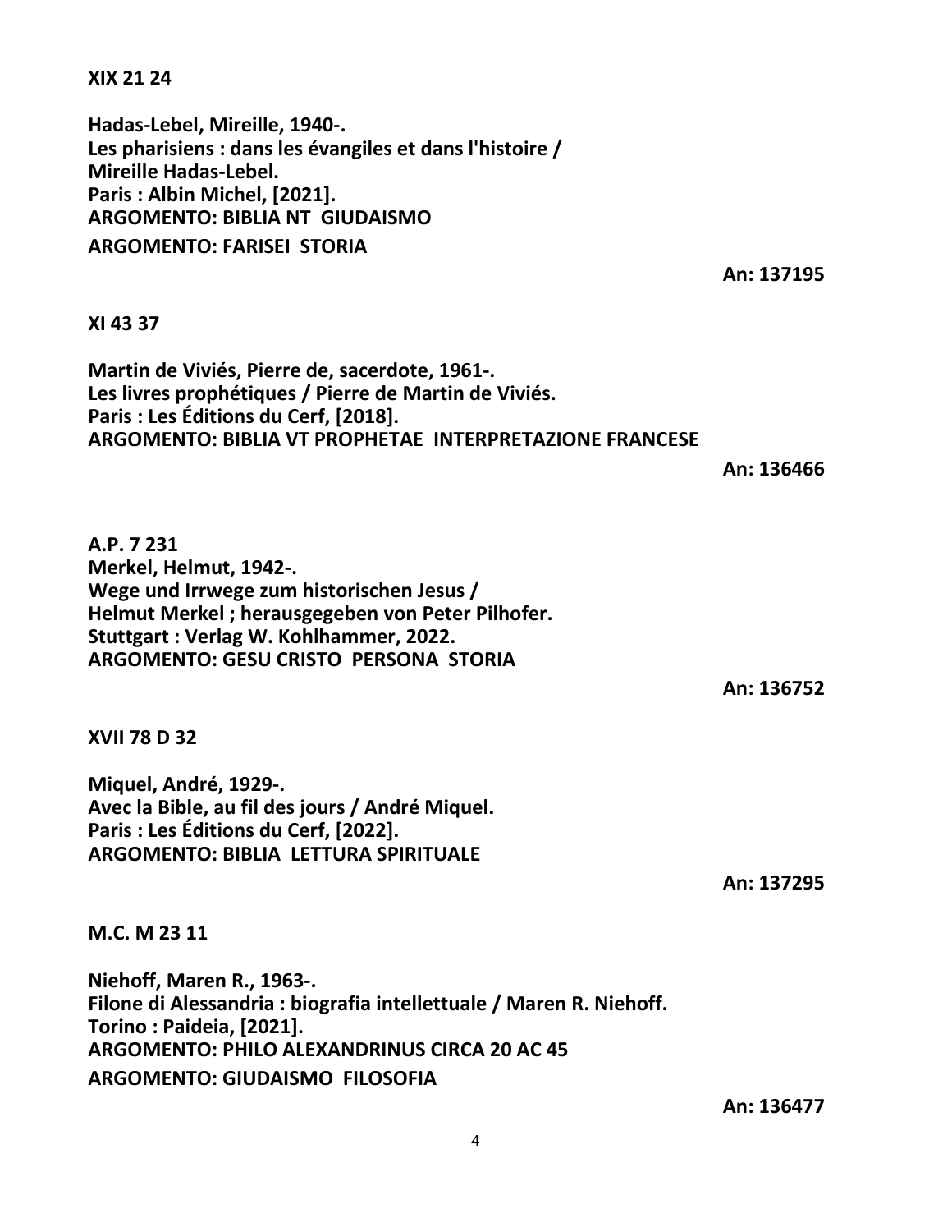**XIX 21 24**

**Hadas-Lebel, Mireille, 1940-.**
**Les pharisiens : dans les évangiles et dans l'histoire /**
**Mireille Hadas-Lebel.**
**Paris : Albin Michel, [2021].**
**ARGOMENTO: BIBLIA NT GIUDAISMO**
**ARGOMENTO: FARISEI STORIA**

**An: 137195**

**XI 43 37**

**Martin de Viviés, Pierre de, sacerdote, 1961-.**
**Les livres prophétiques / Pierre de Martin de Viviés.**
**Paris : Les Éditions du Cerf, [2018].**
**ARGOMENTO: BIBLIA VT PROPHETAE INTERPRETAZIONE FRANCESE**

**An: 136466**

**A.P. 7 231**
**Merkel, Helmut, 1942-.**
**Wege und Irrwege zum historischen Jesus /**
**Helmut Merkel ; herausgegeben von Peter Pilhofer.**
**Stuttgart : Verlag W. Kohlhammer, 2022.**
**ARGOMENTO: GESU CRISTO PERSONA STORIA**

**An: 136752**

**XVII 78 D 32**

**Miquel, André, 1929-.**
**Avec la Bible, au fil des jours / André Miquel.**
**Paris : Les Éditions du Cerf, [2022].**
**ARGOMENTO: BIBLIA LETTURA SPIRITUALE**

**An: 137295**

**M.C. M 23 11**

**Niehoff, Maren R., 1963-.**
**Filone di Alessandria : biografia intellettuale / Maren R. Niehoff.**
**Torino : Paideia, [2021].**
**ARGOMENTO: PHILO ALEXANDRINUS CIRCA 20 AC 45**
**ARGOMENTO: GIUDAISMO FILOSOFIA**

**An: 136477**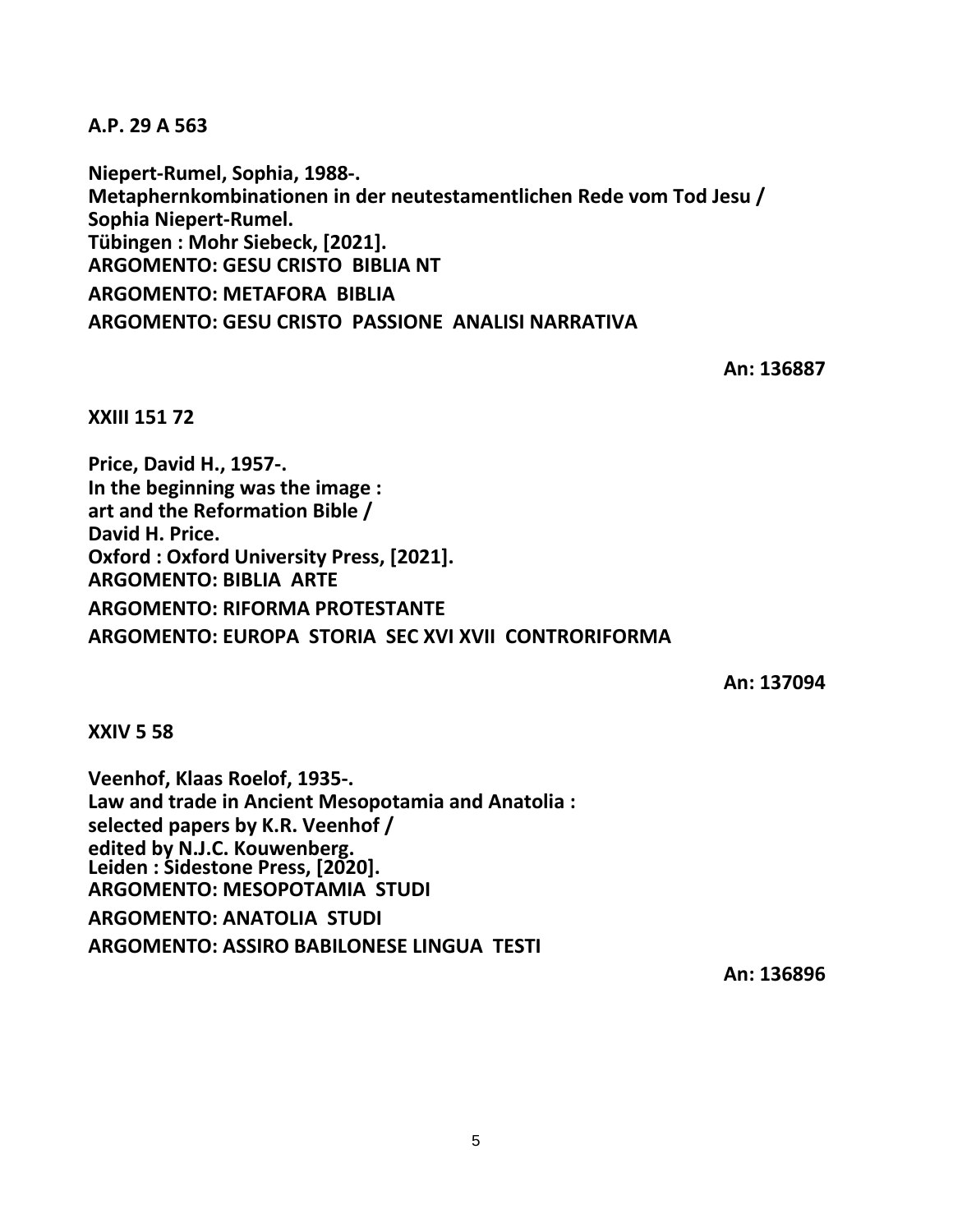**A.P. 29 A 563**

**Niepert-Rumel, Sophia, 1988-.**
**Metaphernkombinationen in der neutestamentlichen Rede vom Tod Jesu /**
**Sophia Niepert-Rumel.**
**Tübingen : Mohr Siebeck, [2021].**
**ARGOMENTO: GESU CRISTO BIBLIA NT**
**ARGOMENTO: METAFORA BIBLIA**
**ARGOMENTO: GESU CRISTO PASSIONE ANALISI NARRATIVA**

**An: 136887**

**XXIII 151 72**

**Price, David H., 1957-.**
**In the beginning was the image :**
**art and the Reformation Bible /**
**David H. Price.**
**Oxford : Oxford University Press, [2021].**
**ARGOMENTO: BIBLIA ARTE**
**ARGOMENTO: RIFORMA PROTESTANTE**
**ARGOMENTO: EUROPA STORIA SEC XVI XVII CONTRORIFORMA**

**An: 137094**

**XXIV 5 58**

**Veenhof, Klaas Roelof, 1935-.**
**Law and trade in Ancient Mesopotamia and Anatolia :**
**selected papers by K.R. Veenhof /**
**edited by N.J.C. Kouwenberg.**
**Leiden : Sidestone Press, [2020].**
**ARGOMENTO: MESOPOTAMIA STUDI**
**ARGOMENTO: ANATOLIA STUDI**
**ARGOMENTO: ASSIRO BABILONESE LINGUA TESTI**

**An: 136896**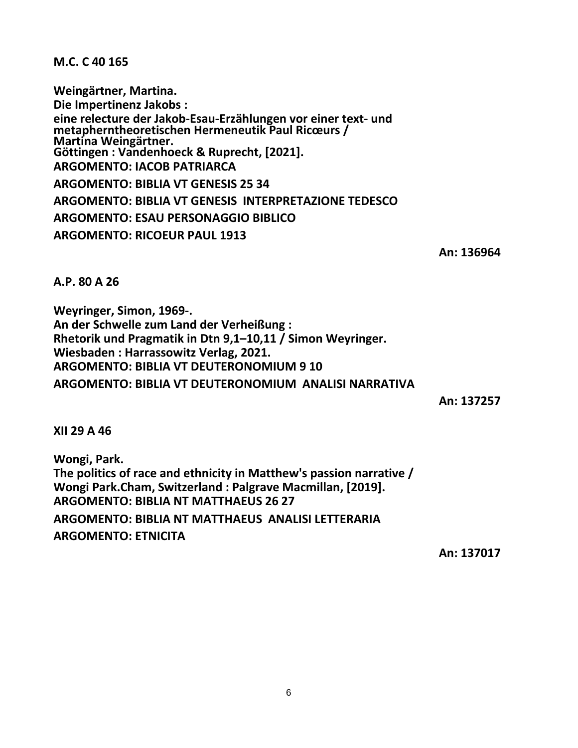**M.C. C 40 165**

**Weingärtner, Martina.**
**Die Impertinenz Jakobs :**
**eine relecture der Jakob-Esau-Erzählungen vor einer text- und metapherntheoretischen Hermeneutik Paul Ricœurs / Martina Weingärtner.**
**Göttingen : Vandenhoeck & Ruprecht, [2021].**
**ARGOMENTO: IACOB PATRIARCA**
**ARGOMENTO: BIBLIA VT GENESIS 25 34**
**ARGOMENTO: BIBLIA VT GENESIS INTERPRETAZIONE TEDESCO**
**ARGOMENTO: ESAU PERSONAGGIO BIBLICO**
**ARGOMENTO: RICOEUR PAUL 1913**

**An: 136964**

**A.P. 80 A 26**

**Weyringer, Simon, 1969-.**
**An der Schwelle zum Land der Verheißung :**
**Rhetorik und Pragmatik in Dtn 9,1–10,11 / Simon Weyringer.**
**Wiesbaden : Harrassowitz Verlag, 2021.**
**ARGOMENTO: BIBLIA VT DEUTERONOMIUM 9 10**
**ARGOMENTO: BIBLIA VT DEUTERONOMIUM ANALISI NARRATIVA**

**An: 137257**

**XII 29 A 46**

**Wongi, Park.**
**The politics of race and ethnicity in Matthew's passion narrative / Wongi Park.Cham, Switzerland : Palgrave Macmillan, [2019].**
**ARGOMENTO: BIBLIA NT MATTHAEUS 26 27**
**ARGOMENTO: BIBLIA NT MATTHAEUS ANALISI LETTERARIA**
**ARGOMENTO: ETNICITA**

**An: 137017**